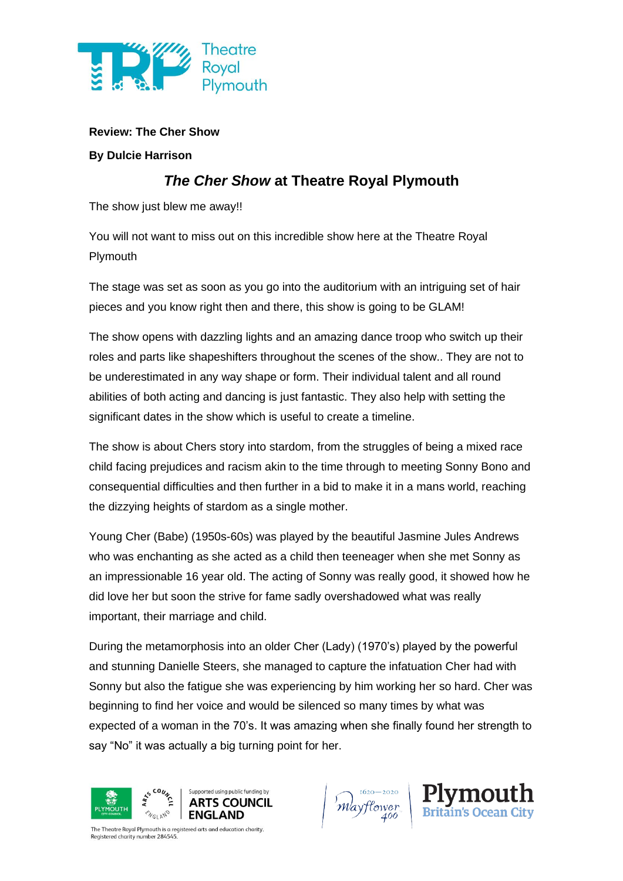**Review: The Cher Show**

**By Dulcie Harrison**

## ***The Cher Show* at Theatre Royal Plymouth**

The show just blew me away!!

You will not want to miss out on this incredible show here at the Theatre Royal Plymouth

The stage was set as soon as you go into the auditorium with an intriguing set of hair pieces and you know right then and there, this show is going to be GLAM!

The show opens with dazzling lights and an amazing dance troop who switch up their roles and parts like shapeshifters throughout the scenes of the show.. They are not to be underestimated in any way shape or form. Their individual talent and all round abilities of both acting and dancing is just fantastic. They also help with setting the significant dates in the show which is useful to create a timeline.

The show is about Chers story into stardom, from the struggles of being a mixed race child facing prejudices and racism akin to the time through to meeting Sonny Bono and consequential difficulties and then further in a bid to make it in a mans world, reaching the dizzying heights of stardom as a single mother.

Young Cher (Babe) (1950s-60s) was played by the beautiful Jasmine Jules Andrews who was enchanting as she acted as a child then teeneager when she met Sonny as an impressionable 16 year old. The acting of Sonny was really good, it showed how he did love her but soon the strive for fame sadly overshadowed what was really important, their marriage and child.

During the metamorphosis into an older Cher (Lady) (1970's) played by the powerful and stunning Danielle Steers, she managed to capture the infatuation Cher had with Sonny but also the fatigue she was experiencing by him working her so hard. Cher was beginning to find her voice and would be silenced so many times by what was expected of a woman in the 70's. It was amazing when she finally found her strength to say "No" it was actually a big turning point for her.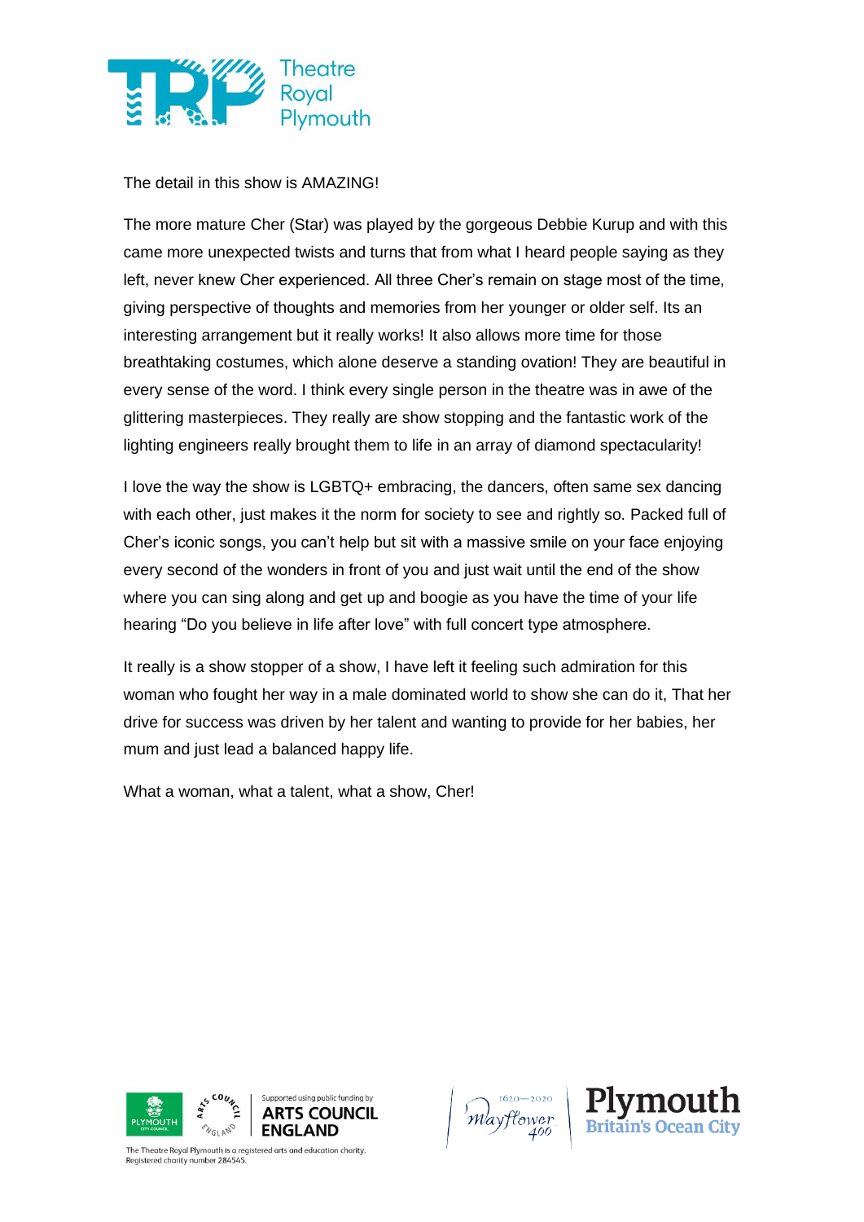The detail in this show is AMAZING!

The more mature Cher (Star) was played by the gorgeous Debbie Kurup and with this came more unexpected twists and turns that from what I heard people saying as they left, never knew Cher experienced. All three Cher's remain on stage most of the time, giving perspective of thoughts and memories from her younger or older self. Its an interesting arrangement but it really works! It also allows more time for those breathtaking costumes, which alone deserve a standing ovation! They are beautiful in every sense of the word. I think every single person in the theatre was in awe of the glittering masterpieces. They really are show stopping and the fantastic work of the lighting engineers really brought them to life in an array of diamond spectacularity!

I love the way the show is LGBTQ+ embracing, the dancers, often same sex dancing with each other, just makes it the norm for society to see and rightly so. Packed full of Cher's iconic songs, you can't help but sit with a massive smile on your face enjoying every second of the wonders in front of you and just wait until the end of the show where you can sing along and get up and boogie as you have the time of your life hearing "Do you believe in life after love" with full concert type atmosphere.

It really is a show stopper of a show, I have left it feeling such admiration for this woman who fought her way in a male dominated world to show she can do it, That her drive for success was driven by her talent and wanting to provide for her babies, her mum and just lead a balanced happy life.

What a woman, what a talent, what a show, Cher!

The Theatre Royal Plymouth is a registered arts and education charity. Registered charity number 284545.